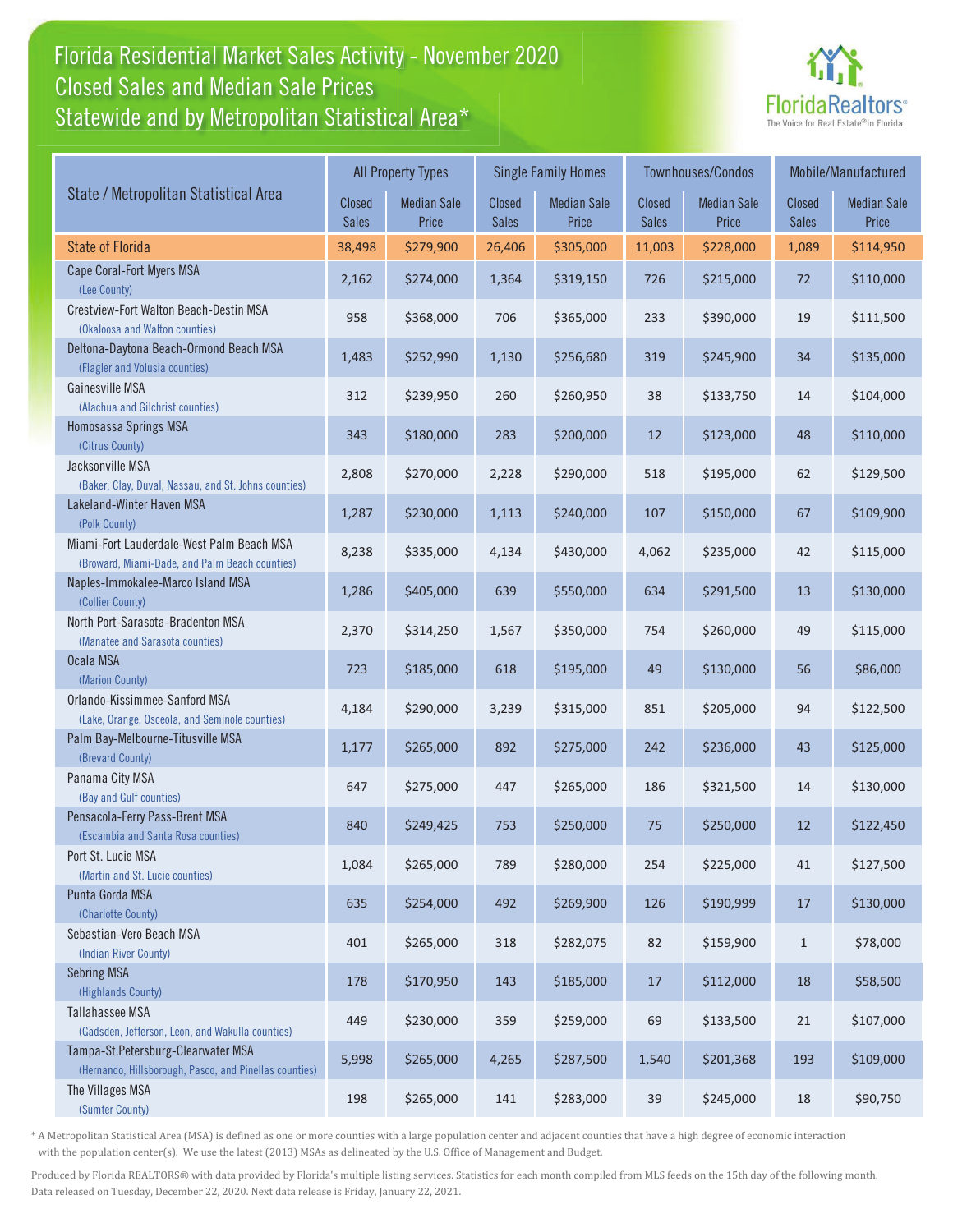# Florida Residential Market Sales Activity - November 2020
## Closed Sales and Median Sale Prices
## Statewide and by Metropolitan Statistical Area*

FloridaRealtors® The Voice for Real Estate® in Florida

| State / Metropolitan Statistical Area | All Property Types | | Single Family Homes | | Townhouses/Condos | | Mobile/Manufactured | |
|---|---|---|---|---|---|---|---|---|
| | Closed Sales | Median Sale Price | Closed Sales | Median Sale Price | Closed Sales | Median Sale Price | Closed Sales | Median Sale Price |
| State of Florida | 38,498 | $279,900 | 26,406 | $305,000 | 11,003 | $228,000 | 1,089 | $114,950 |
| Cape Coral-Fort Myers MSA (Lee County) | 2,162 | $274,000 | 1,364 | $319,150 | 726 | $215,000 | 72 | $110,000 |
| Crestview-Fort Walton Beach-Destin MSA (Okaloosa and Walton counties) | 958 | $368,000 | 706 | $365,000 | 233 | $390,000 | 19 | $111,500 |
| Deltona-Daytona Beach-Ormond Beach MSA (Flagler and Volusia counties) | 1,483 | $252,990 | 1,130 | $256,680 | 319 | $245,900 | 34 | $135,000 |
| Gainesville MSA (Alachua and Gilchrist counties) | 312 | $239,950 | 260 | $260,950 | 38 | $133,750 | 14 | $104,000 |
| Homosassa Springs MSA (Citrus County) | 343 | $180,000 | 283 | $200,000 | 12 | $123,000 | 48 | $110,000 |
| Jacksonville MSA (Baker, Clay, Duval, Nassau, and St. Johns counties) | 2,808 | $270,000 | 2,228 | $290,000 | 518 | $195,000 | 62 | $129,500 |
| Lakeland-Winter Haven MSA (Polk County) | 1,287 | $230,000 | 1,113 | $240,000 | 107 | $150,000 | 67 | $109,900 |
| Miami-Fort Lauderdale-West Palm Beach MSA (Broward, Miami-Dade, and Palm Beach counties) | 8,238 | $335,000 | 4,134 | $430,000 | 4,062 | $235,000 | 42 | $115,000 |
| Naples-Immokalee-Marco Island MSA (Collier County) | 1,286 | $405,000 | 639 | $550,000 | 634 | $291,500 | 13 | $130,000 |
| North Port-Sarasota-Bradenton MSA (Manatee and Sarasota counties) | 2,370 | $314,250 | 1,567 | $350,000 | 754 | $260,000 | 49 | $115,000 |
| Ocala MSA (Marion County) | 723 | $185,000 | 618 | $195,000 | 49 | $130,000 | 56 | $86,000 |
| Orlando-Kissimmee-Sanford MSA (Lake, Orange, Osceola, and Seminole counties) | 4,184 | $290,000 | 3,239 | $315,000 | 851 | $205,000 | 94 | $122,500 |
| Palm Bay-Melbourne-Titusville MSA (Brevard County) | 1,177 | $265,000 | 892 | $275,000 | 242 | $236,000 | 43 | $125,000 |
| Panama City MSA (Bay and Gulf counties) | 647 | $275,000 | 447 | $265,000 | 186 | $321,500 | 14 | $130,000 |
| Pensacola-Ferry Pass-Brent MSA (Escambia and Santa Rosa counties) | 840 | $249,425 | 753 | $250,000 | 75 | $250,000 | 12 | $122,450 |
| Port St. Lucie MSA (Martin and St. Lucie counties) | 1,084 | $265,000 | 789 | $280,000 | 254 | $225,000 | 41 | $127,500 |
| Punta Gorda MSA (Charlotte County) | 635 | $254,000 | 492 | $269,900 | 126 | $190,999 | 17 | $130,000 |
| Sebastian-Vero Beach MSA (Indian River County) | 401 | $265,000 | 318 | $282,075 | 82 | $159,900 | 1 | $78,000 |
| Sebring MSA (Highlands County) | 178 | $170,950 | 143 | $185,000 | 17 | $112,000 | 18 | $58,500 |
| Tallahassee MSA (Gadsden, Jefferson, Leon, and Wakulla counties) | 449 | $230,000 | 359 | $259,000 | 69 | $133,500 | 21 | $107,000 |
| Tampa-St.Petersburg-Clearwater MSA (Hernando, Hillsborough, Pasco, and Pinellas counties) | 5,998 | $265,000 | 4,265 | $287,500 | 1,540 | $201,368 | 193 | $109,000 |
| The Villages MSA (Sumter County) | 198 | $265,000 | 141 | $283,000 | 39 | $245,000 | 18 | $90,750 |

\* A Metropolitan Statistical Area (MSA) is defined as one or more counties with a large population center and adjacent counties that have a high degree of economic interaction with the population center(s). We use the latest (2013) MSAs as delineated by the U.S. Office of Management and Budget.

Produced by Florida REALTORS® with data provided by Florida's multiple listing services. Statistics for each month compiled from MLS feeds on the 15th day of the following month. Data released on Tuesday, December 22, 2020. Next data release is Friday, January 22, 2021.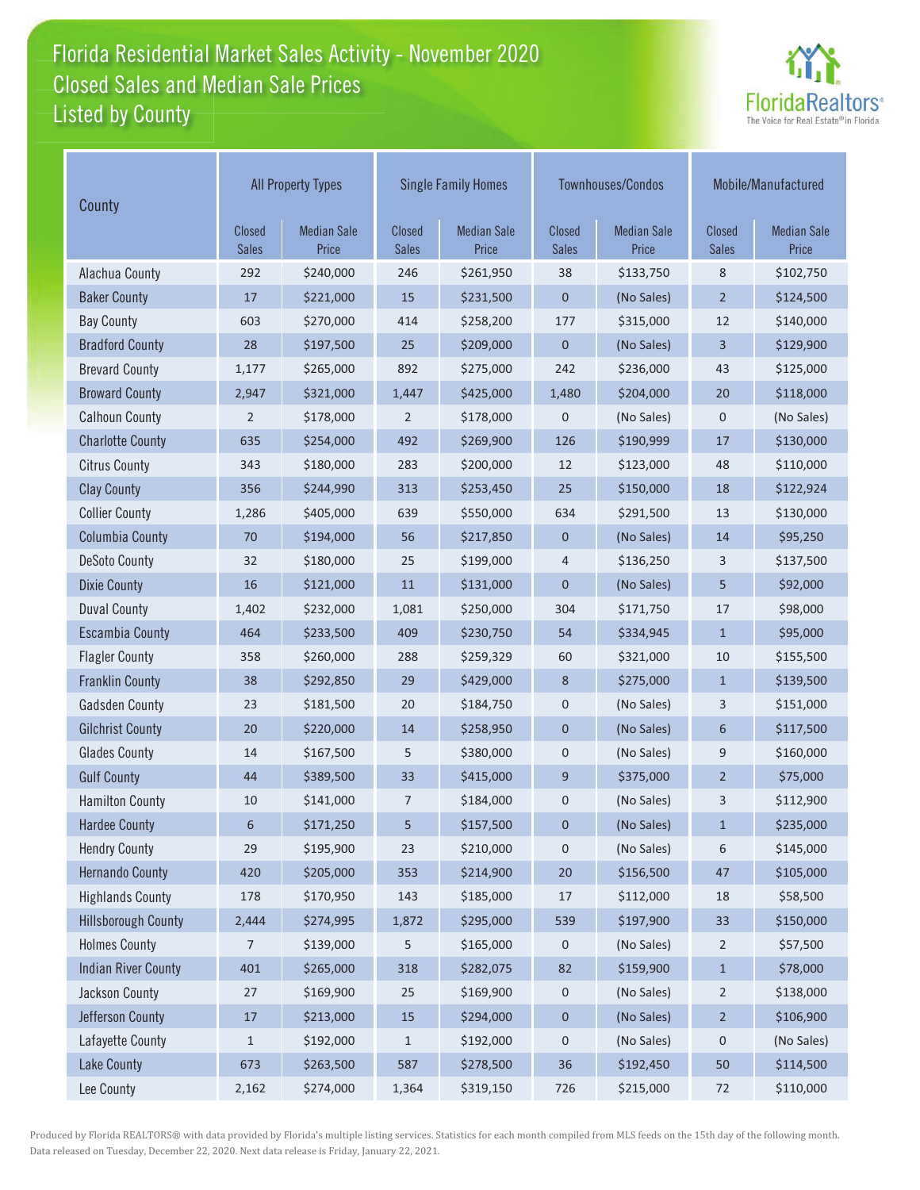# Florida Residential Market Sales Activity - November 2020
## Closed Sales and Median Sale Prices
## Listed by County

FloridaRealtors® The Voice for Real Estate® in Florida

| County | All Property Types | | Single Family Homes | | Townhouses/Condos | | Mobile/Manufactured | |
|---|---|---|---|---|---|---|---|---|
| | Closed Sales | Median Sale Price | Closed Sales | Median Sale Price | Closed Sales | Median Sale Price | Closed Sales | Median Sale Price |
| Alachua County | 292 | $240,000 | 246 | $261,950 | 38 | $133,750 | 8 | $102,750 |
| Baker County | 17 | $221,000 | 15 | $231,500 | 0 | (No Sales) | 2 | $124,500 |
| Bay County | 603 | $270,000 | 414 | $258,200 | 177 | $315,000 | 12 | $140,000 |
| Bradford County | 28 | $197,500 | 25 | $209,000 | 0 | (No Sales) | 3 | $129,900 |
| Brevard County | 1,177 | $265,000 | 892 | $275,000 | 242 | $236,000 | 43 | $125,000 |
| Broward County | 2,947 | $321,000 | 1,447 | $425,000 | 1,480 | $204,000 | 20 | $118,000 |
| Calhoun County | 2 | $178,000 | 2 | $178,000 | 0 | (No Sales) | 0 | (No Sales) |
| Charlotte County | 635 | $254,000 | 492 | $269,900 | 126 | $190,999 | 17 | $130,000 |
| Citrus County | 343 | $180,000 | 283 | $200,000 | 12 | $123,000 | 48 | $110,000 |
| Clay County | 356 | $244,990 | 313 | $253,450 | 25 | $150,000 | 18 | $122,924 |
| Collier County | 1,286 | $405,000 | 639 | $550,000 | 634 | $291,500 | 13 | $130,000 |
| Columbia County | 70 | $194,000 | 56 | $217,850 | 0 | (No Sales) | 14 | $95,250 |
| DeSoto County | 32 | $180,000 | 25 | $199,000 | 4 | $136,250 | 3 | $137,500 |
| Dixie County | 16 | $121,000 | 11 | $131,000 | 0 | (No Sales) | 5 | $92,000 |
| Duval County | 1,402 | $232,000 | 1,081 | $250,000 | 304 | $171,750 | 17 | $98,000 |
| Escambia County | 464 | $233,500 | 409 | $230,750 | 54 | $334,945 | 1 | $95,000 |
| Flagler County | 358 | $260,000 | 288 | $259,329 | 60 | $321,000 | 10 | $155,500 |
| Franklin County | 38 | $292,850 | 29 | $429,000 | 8 | $275,000 | 1 | $139,500 |
| Gadsden County | 23 | $181,500 | 20 | $184,750 | 0 | (No Sales) | 3 | $151,000 |
| Gilchrist County | 20 | $220,000 | 14 | $258,950 | 0 | (No Sales) | 6 | $117,500 |
| Glades County | 14 | $167,500 | 5 | $380,000 | 0 | (No Sales) | 9 | $160,000 |
| Gulf County | 44 | $389,500 | 33 | $415,000 | 9 | $375,000 | 2 | $75,000 |
| Hamilton County | 10 | $141,000 | 7 | $184,000 | 0 | (No Sales) | 3 | $112,900 |
| Hardee County | 6 | $171,250 | 5 | $157,500 | 0 | (No Sales) | 1 | $235,000 |
| Hendry County | 29 | $195,900 | 23 | $210,000 | 0 | (No Sales) | 6 | $145,000 |
| Hernando County | 420 | $205,000 | 353 | $214,900 | 20 | $156,500 | 47 | $105,000 |
| Highlands County | 178 | $170,950 | 143 | $185,000 | 17 | $112,000 | 18 | $58,500 |
| Hillsborough County | 2,444 | $274,995 | 1,872 | $295,000 | 539 | $197,900 | 33 | $150,000 |
| Holmes County | 7 | $139,000 | 5 | $165,000 | 0 | (No Sales) | 2 | $57,500 |
| Indian River County | 401 | $265,000 | 318 | $282,075 | 82 | $159,900 | 1 | $78,000 |
| Jackson County | 27 | $169,900 | 25 | $169,900 | 0 | (No Sales) | 2 | $138,000 |
| Jefferson County | 17 | $213,000 | 15 | $294,000 | 0 | (No Sales) | 2 | $106,900 |
| Lafayette County | 1 | $192,000 | 1 | $192,000 | 0 | (No Sales) | 0 | (No Sales) |
| Lake County | 673 | $263,500 | 587 | $278,500 | 36 | $192,450 | 50 | $114,500 |
| Lee County | 2,162 | $274,000 | 1,364 | $319,150 | 726 | $215,000 | 72 | $110,000 |

Produced by Florida REALTORS® with data provided by Florida's multiple listing services. Statistics for each month compiled from MLS feeds on the 15th day of the following month. Data released on Tuesday, December 22, 2020. Next data release is Friday, January 22, 2021.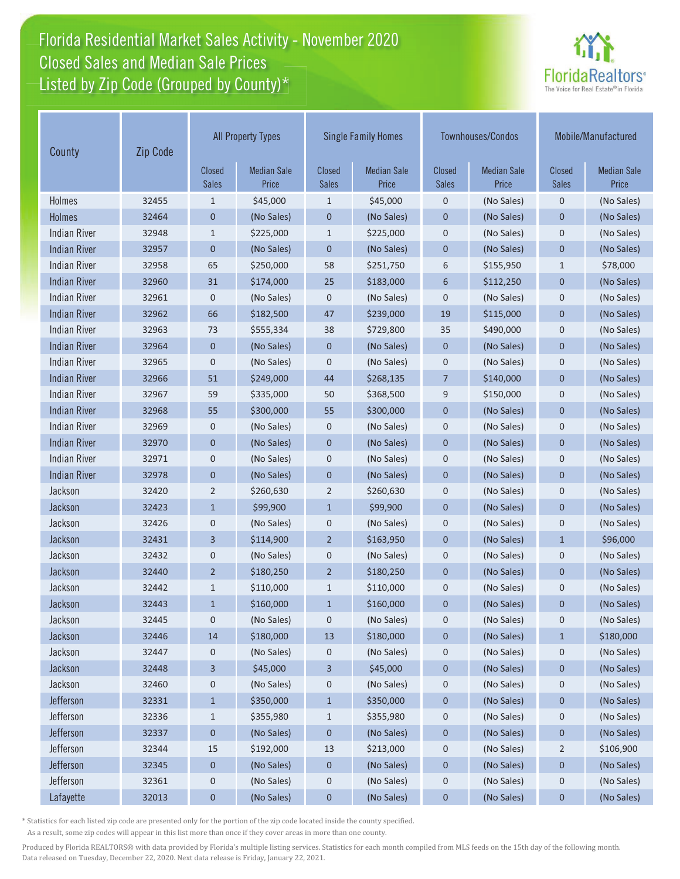# Florida Residential Market Sales Activity - November 2020
## Closed Sales and Median Sale Prices
## Listed by Zip Code (Grouped by County)*

FloridaRealtors® The Voice for Real Estate® in Florida

| County | Zip Code | All Property Types | | Single Family Homes | | Townhouses/Condos | | Mobile/Manufactured | |
|---|---|---|---|---|---|---|---|---|---|
| | | Closed Sales | Median Sale Price | Closed Sales | Median Sale Price | Closed Sales | Median Sale Price | Closed Sales | Median Sale Price |
| Holmes | 32455 | 1 | $45,000 | 1 | $45,000 | 0 | (No Sales) | 0 | (No Sales) |
| Holmes | 32464 | 0 | (No Sales) | 0 | (No Sales) | 0 | (No Sales) | 0 | (No Sales) |
| Indian River | 32948 | 1 | $225,000 | 1 | $225,000 | 0 | (No Sales) | 0 | (No Sales) |
| Indian River | 32957 | 0 | (No Sales) | 0 | (No Sales) | 0 | (No Sales) | 0 | (No Sales) |
| Indian River | 32958 | 65 | $250,000 | 58 | $251,750 | 6 | $155,950 | 1 | $78,000 |
| Indian River | 32960 | 31 | $174,000 | 25 | $183,000 | 6 | $112,250 | 0 | (No Sales) |
| Indian River | 32961 | 0 | (No Sales) | 0 | (No Sales) | 0 | (No Sales) | 0 | (No Sales) |
| Indian River | 32962 | 66 | $182,500 | 47 | $239,000 | 19 | $115,000 | 0 | (No Sales) |
| Indian River | 32963 | 73 | $555,334 | 38 | $729,800 | 35 | $490,000 | 0 | (No Sales) |
| Indian River | 32964 | 0 | (No Sales) | 0 | (No Sales) | 0 | (No Sales) | 0 | (No Sales) |
| Indian River | 32965 | 0 | (No Sales) | 0 | (No Sales) | 0 | (No Sales) | 0 | (No Sales) |
| Indian River | 32966 | 51 | $249,000 | 44 | $268,135 | 7 | $140,000 | 0 | (No Sales) |
| Indian River | 32967 | 59 | $335,000 | 50 | $368,500 | 9 | $150,000 | 0 | (No Sales) |
| Indian River | 32968 | 55 | $300,000 | 55 | $300,000 | 0 | (No Sales) | 0 | (No Sales) |
| Indian River | 32969 | 0 | (No Sales) | 0 | (No Sales) | 0 | (No Sales) | 0 | (No Sales) |
| Indian River | 32970 | 0 | (No Sales) | 0 | (No Sales) | 0 | (No Sales) | 0 | (No Sales) |
| Indian River | 32971 | 0 | (No Sales) | 0 | (No Sales) | 0 | (No Sales) | 0 | (No Sales) |
| Indian River | 32978 | 0 | (No Sales) | 0 | (No Sales) | 0 | (No Sales) | 0 | (No Sales) |
| Jackson | 32420 | 2 | $260,630 | 2 | $260,630 | 0 | (No Sales) | 0 | (No Sales) |
| Jackson | 32423 | 1 | $99,900 | 1 | $99,900 | 0 | (No Sales) | 0 | (No Sales) |
| Jackson | 32426 | 0 | (No Sales) | 0 | (No Sales) | 0 | (No Sales) | 0 | (No Sales) |
| Jackson | 32431 | 3 | $114,900 | 2 | $163,950 | 0 | (No Sales) | 1 | $96,000 |
| Jackson | 32432 | 0 | (No Sales) | 0 | (No Sales) | 0 | (No Sales) | 0 | (No Sales) |
| Jackson | 32440 | 2 | $180,250 | 2 | $180,250 | 0 | (No Sales) | 0 | (No Sales) |
| Jackson | 32442 | 1 | $110,000 | 1 | $110,000 | 0 | (No Sales) | 0 | (No Sales) |
| Jackson | 32443 | 1 | $160,000 | 1 | $160,000 | 0 | (No Sales) | 0 | (No Sales) |
| Jackson | 32445 | 0 | (No Sales) | 0 | (No Sales) | 0 | (No Sales) | 0 | (No Sales) |
| Jackson | 32446 | 14 | $180,000 | 13 | $180,000 | 0 | (No Sales) | 1 | $180,000 |
| Jackson | 32447 | 0 | (No Sales) | 0 | (No Sales) | 0 | (No Sales) | 0 | (No Sales) |
| Jackson | 32448 | 3 | $45,000 | 3 | $45,000 | 0 | (No Sales) | 0 | (No Sales) |
| Jackson | 32460 | 0 | (No Sales) | 0 | (No Sales) | 0 | (No Sales) | 0 | (No Sales) |
| Jefferson | 32331 | 1 | $350,000 | 1 | $350,000 | 0 | (No Sales) | 0 | (No Sales) |
| Jefferson | 32336 | 1 | $355,980 | 1 | $355,980 | 0 | (No Sales) | 0 | (No Sales) |
| Jefferson | 32337 | 0 | (No Sales) | 0 | (No Sales) | 0 | (No Sales) | 0 | (No Sales) |
| Jefferson | 32344 | 15 | $192,000 | 13 | $213,000 | 0 | (No Sales) | 2 | $106,900 |
| Jefferson | 32345 | 0 | (No Sales) | 0 | (No Sales) | 0 | (No Sales) | 0 | (No Sales) |
| Jefferson | 32361 | 0 | (No Sales) | 0 | (No Sales) | 0 | (No Sales) | 0 | (No Sales) |
| Lafayette | 32013 | 0 | (No Sales) | 0 | (No Sales) | 0 | (No Sales) | 0 | (No Sales) |

* Statistics for each listed zip code are presented only for the portion of the zip code located inside the county specified.
As a result, some zip codes will appear in this list more than once if they cover areas in more than one county.

Produced by Florida REALTORS® with data provided by Florida's multiple listing services. Statistics for each month compiled from MLS feeds on the 15th day of the following month.
Data released on Tuesday, December 22, 2020. Next data release is Friday, January 22, 2021.